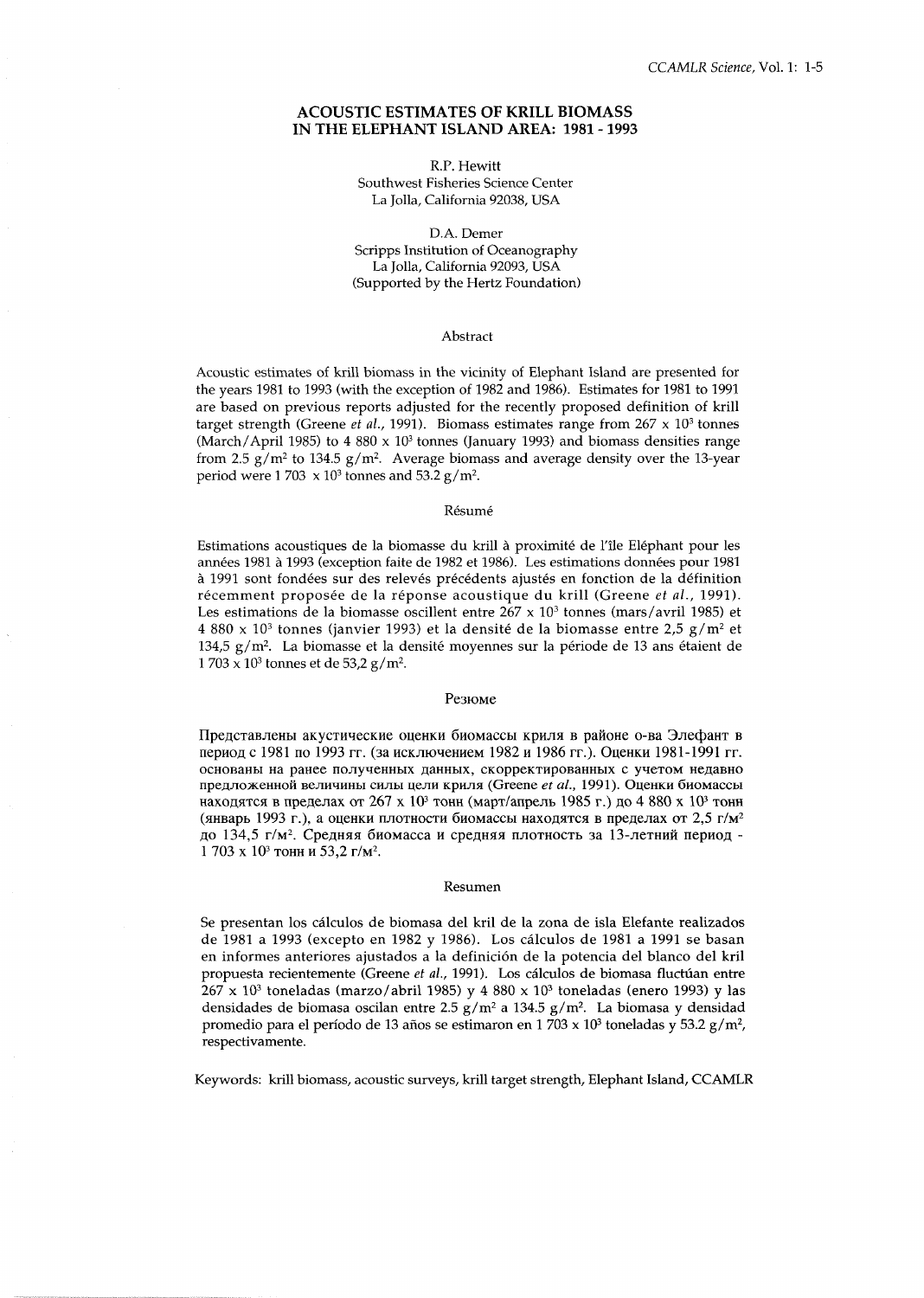# ACOUSTIC ESTIMATES OF KRILL BIOMASS IN THE ELEPHANT ISLAND AREA: 1981 - 1993

R.P. Hewitt
Southwest Fisheries Science Center
La Jolla, California 92038, USA

D.A. Demer
Scripps Institution of Oceanography
La Jolla, California 92093, USA
(Supported by the Hertz Foundation)

## Abstract

Acoustic estimates of krill biomass in the vicinity of Elephant Island are presented for the years 1981 to 1993 (with the exception of 1982 and 1986). Estimates for 1981 to 1991 are based on previous reports adjusted for the recently proposed definition of krill target strength (Greene *et al.*, 1991). Biomass estimates range from 267 x $10^3$ tonnes (March/April 1985) to 4 880 x $10^3$ tonnes (January 1993) and biomass densities range from 2.5 g/m$^2$ to 134.5 g/m$^2$. Average biomass and average density over the 13-year period were 1 703 x $10^3$ tonnes and 53.2 g/m$^2$.

## Résumé

Estimations acoustiques de la biomasse du krill à proximité de l'île Eléphant pour les années 1981 à 1993 (exception faite de 1982 et 1986). Les estimations données pour 1981 à 1991 sont fondées sur des relevés précédents ajustés en fonction de la définition récemment proposée de la réponse acoustique du krill (Greene *et al.*, 1991). Les estimations de la biomasse oscillent entre 267 x $10^3$ tonnes (mars/avril 1985) et 4 880 x $10^3$ tonnes (janvier 1993) et la densité de la biomasse entre 2,5 g/m$^2$ et 134,5 g/m$^2$. La biomasse et la densité moyennes sur la période de 13 ans étaient de 1 703 x $10^3$ tonnes et de 53,2 g/m$^2$.

## Резюме

Представлены акустические оценки биомассы криля в районе о-ва Элефант в период с 1981 по 1993 гг. (за исключением 1982 и 1986 гг.). Оценки 1981-1991 гг. основаны на ранее полученных данных, скорректированных с учетом недавно предложенной величины силы цели криля (Greene *et al.*, 1991). Оценки биомассы находятся в пределах от 267 x $10^3$ тонн (март/апрель 1985 г.) до 4 880 x $10^3$ тонн (январь 1993 г.), а оценки плотности биомассы находятся в пределах от 2,5 г/м$^2$ до 134,5 г/м$^2$. Средняя биомасса и средняя плотность за 13-летний период - 1 703 x $10^3$ тонн и 53,2 г/м$^2$.

## Resumen

Se presentan los cálculos de biomasa del kril de la zona de isla Elefante realizados de 1981 a 1993 (excepto en 1982 y 1986). Los cálculos de 1981 a 1991 se basan en informes anteriores ajustados a la definición de la potencia del blanco del kril propuesta recientemente (Greene *et al.*, 1991). Los cálculos de biomasa fluctúan entre 267 x $10^3$ toneladas (marzo/abril 1985) y 4 880 x $10^3$ toneladas (enero 1993) y las densidades de biomasa oscilan entre 2.5 g/m$^2$ a 134.5 g/m$^2$. La biomasa y densidad promedio para el período de 13 años se estimaron en 1 703 x $10^3$ toneladas y 53.2 g/m$^2$, respectivamente.

Keywords: krill biomass, acoustic surveys, krill target strength, Elephant Island, CCAMLR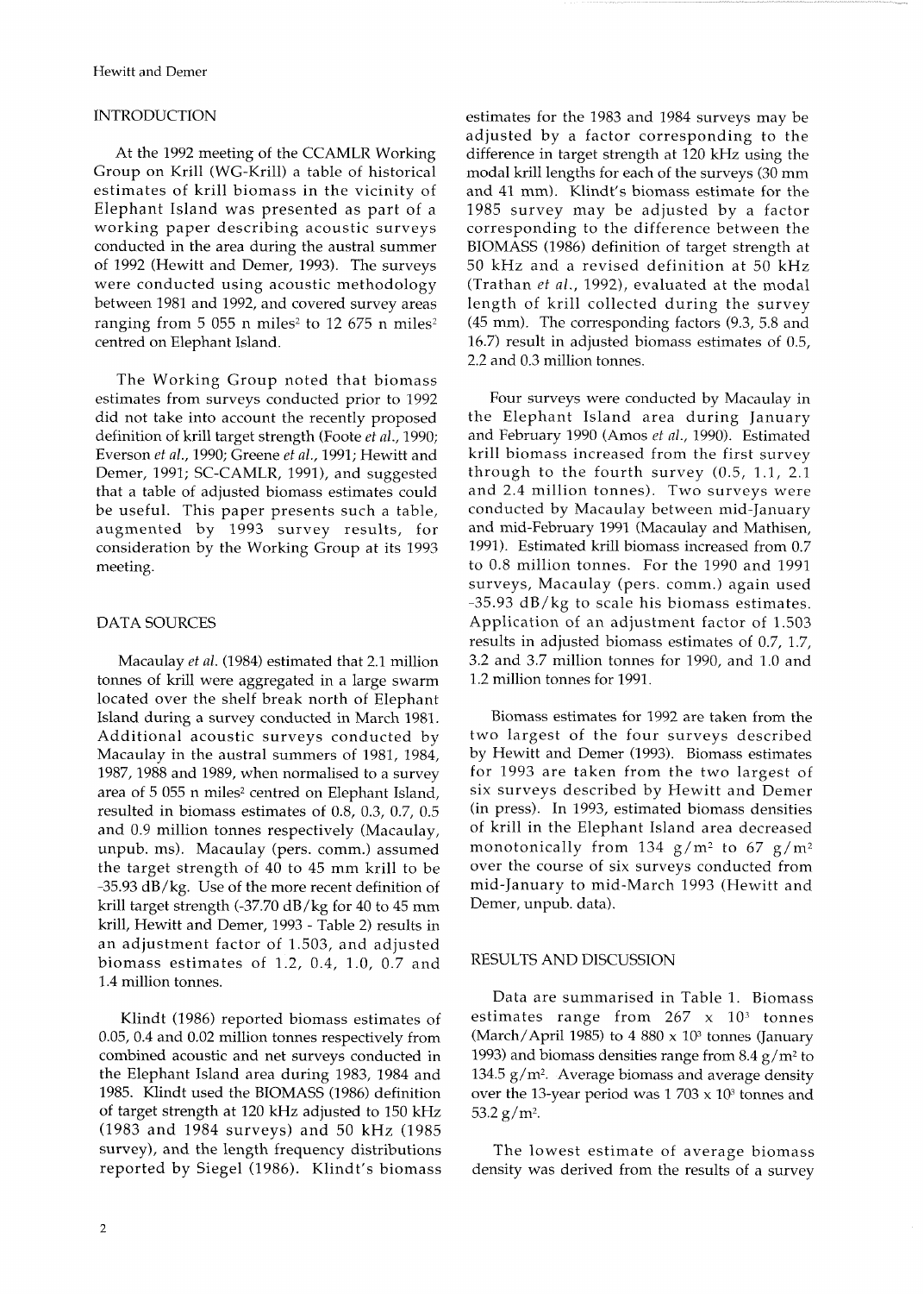## INTRODUCTION

At the 1992 meeting of the CCAMLR Working Group on Krill (WG-Krill) a table of historical estimates of krill biomass in the vicinity of Elephant Island was presented as part of a working paper describing acoustic surveys conducted in the area during the austral summer of 1992 (Hewitt and Demer, 1993). The surveys were conducted using acoustic methodology between 1981 and 1992, and covered survey areas ranging from 5 055 n miles$^2$ to 12 675 n miles$^2$ centred on Elephant Island.

The Working Group noted that biomass estimates from surveys conducted prior to 1992 did not take into account the recently proposed definition of krill target strength (Foote *et al.*, 1990; Everson *et al.*, 1990; Greene *et al.*, 1991; Hewitt and Demer, 1991; SC-CAMLR, 1991), and suggested that a table of adjusted biomass estimates could be useful. This paper presents such a table, augmented by 1993 survey results, for consideration by the Working Group at its 1993 meeting.

## DATA SOURCES

Macaulay *et al.* (1984) estimated that 2.1 million tonnes of krill were aggregated in a large swarm located over the shelf break north of Elephant Island during a survey conducted in March 1981. Additional acoustic surveys conducted by Macaulay in the austral summers of 1981, 1984, 1987, 1988 and 1989, when normalised to a survey area of 5 055 n miles$^2$ centred on Elephant Island, resulted in biomass estimates of 0.8, 0.3, 0.7, 0.5 and 0.9 million tonnes respectively (Macaulay, unpub. ms). Macaulay (pers. comm.) assumed the target strength of 40 to 45 mm krill to be -35.93 dB/kg. Use of the more recent definition of krill target strength (-37.70 dB/kg for 40 to 45 mm krill, Hewitt and Demer, 1993 - Table 2) results in an adjustment factor of 1.503, and adjusted biomass estimates of 1.2, 0.4, 1.0, 0.7 and 1.4 million tonnes.

Klindt (1986) reported biomass estimates of 0.05, 0.4 and 0.02 million tonnes respectively from combined acoustic and net surveys conducted in the Elephant Island area during 1983, 1984 and 1985. Klindt used the BIOMASS (1986) definition of target strength at 120 kHz adjusted to 150 kHz (1983 and 1984 surveys) and 50 kHz (1985 survey), and the length frequency distributions reported by Siegel (1986). Klindt's biomass estimates for the 1983 and 1984 surveys may be adjusted by a factor corresponding to the difference in target strength at 120 kHz using the modal krill lengths for each of the surveys (30 mm and 41 mm). Klindt's biomass estimate for the 1985 survey may be adjusted by a factor corresponding to the difference between the BIOMASS (1986) definition of target strength at 50 kHz and a revised definition at 50 kHz (Trathan *et al.*, 1992), evaluated at the modal length of krill collected during the survey (45 mm). The corresponding factors (9.3, 5.8 and 16.7) result in adjusted biomass estimates of 0.5, 2.2 and 0.3 million tonnes.

Four surveys were conducted by Macaulay in the Elephant Island area during January and February 1990 (Amos *et al.*, 1990). Estimated krill biomass increased from the first survey through to the fourth survey (0.5, 1.1, 2.1 and 2.4 million tonnes). Two surveys were conducted by Macaulay between mid-January and mid-February 1991 (Macaulay and Mathisen, 1991). Estimated krill biomass increased from 0.7 to 0.8 million tonnes. For the 1990 and 1991 surveys, Macaulay (pers. comm.) again used -35.93 dB/kg to scale his biomass estimates. Application of an adjustment factor of 1.503 results in adjusted biomass estimates of 0.7, 1.7, 3.2 and 3.7 million tonnes for 1990, and 1.0 and 1.2 million tonnes for 1991.

Biomass estimates for 1992 are taken from the two largest of the four surveys described by Hewitt and Demer (1993). Biomass estimates for 1993 are taken from the two largest of six surveys described by Hewitt and Demer (in press). In 1993, estimated biomass densities of krill in the Elephant Island area decreased monotonically from 134 g/m$^2$ to 67 g/m$^2$ over the course of six surveys conducted from mid-January to mid-March 1993 (Hewitt and Demer, unpub. data).

## RESULTS AND DISCUSSION

Data are summarised in Table 1. Biomass estimates range from 267 x 10$^3$ tonnes (March/April 1985) to 4 880 x 10$^3$ tonnes (January 1993) and biomass densities range from 8.4 g/m$^2$ to 134.5 g/m$^2$. Average biomass and average density over the 13-year period was 1 703 x 10$^3$ tonnes and 53.2 g/m$^2$.

The lowest estimate of average biomass density was derived from the results of a survey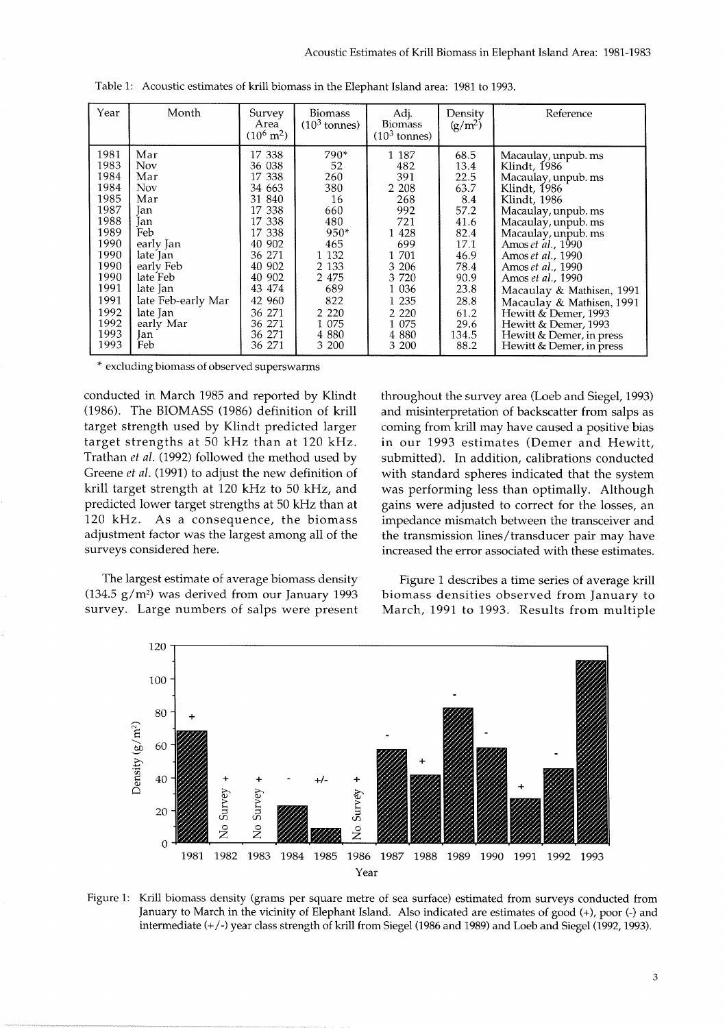Table 1: Acoustic estimates of krill biomass in the Elephant Island area: 1981 to 1993.

| Year | Month | Survey Area ($10^6$ m$^2$) | Biomass ($10^3$ tonnes) | Adj. Biomass ($10^3$ tonnes) | Density (g/m$^2$) | Reference |
|---|---|---|---|---|---|---|
| 1981 | Mar | 17 338 | 790* | 1 187 | 68.5 | Macaulay, unpub. ms |
| 1983 | Nov | 36 038 | 52 | 482 | 13.4 | Klindt, 1986 |
| 1984 | Mar | 17 338 | 260 | 391 | 22.5 | Macaulay, unpub. ms |
| 1984 | Nov | 34 663 | 380 | 2 208 | 63.7 | Klindt, 1986 |
| 1985 | Mar | 31 840 | 16 | 268 | 8.4 | Klindt, 1986 |
| 1987 | Jan | 17 338 | 660 | 992 | 57.2 | Macaulay, unpub. ms |
| 1988 | Jan | 17 338 | 480 | 721 | 41.6 | Macaulay, unpub. ms |
| 1989 | Feb | 17 338 | 950* | 1 428 | 82.4 | Macaulay, unpub. ms |
| 1990 | early Jan | 40 902 | 465 | 699 | 17.1 | Amos *et al.*, 1990 |
| 1990 | late Jan | 36 271 | 1 132 | 1 701 | 46.9 | Amos *et al.*, 1990 |
| 1990 | early Feb | 40 902 | 2 133 | 3 206 | 78.4 | Amos *et al.*, 1990 |
| 1990 | late Feb | 40 902 | 2 475 | 3 720 | 90.9 | Amos *et al.*, 1990 |
| 1991 | late Jan | 43 474 | 689 | 1 036 | 23.8 | Macaulay & Mathisen, 1991 |
| 1991 | late Feb-early Mar | 42 960 | 822 | 1 235 | 28.8 | Macaulay & Mathisen, 1991 |
| 1992 | late Jan | 36 271 | 2 220 | 2 220 | 61.2 | Hewitt & Demer, 1993 |
| 1992 | early Mar | 36 271 | 1 075 | 1 075 | 29.6 | Hewitt & Demer, 1993 |
| 1993 | Jan | 36 271 | 4 880 | 4 880 | 134.5 | Hewitt & Demer, in press |
| 1993 | Feb | 36 271 | 3 200 | 3 200 | 88.2 | Hewitt & Demer, in press |

\* excluding biomass of observed superswarms

conducted in March 1985 and reported by Klindt (1986). The BIOMASS (1986) definition of krill target strength used by Klindt predicted larger target strengths at 50 kHz than at 120 kHz. Trathan *et al.* (1992) followed the method used by Greene *et al.* (1991) to adjust the new definition of krill target strength at 120 kHz to 50 kHz, and predicted lower target strengths at 50 kHz than at 120 kHz. As a consequence, the biomass adjustment factor was the largest among all of the surveys considered here.

The largest estimate of average biomass density (134.5 g/m$^2$) was derived from our January 1993 survey. Large numbers of salps were present throughout the survey area (Loeb and Siegel, 1993) and misinterpretation of backscatter from salps as coming from krill may have caused a positive bias in our 1993 estimates (Demer and Hewitt, submitted). In addition, calibrations conducted with standard spheres indicated that the system was performing less than optimally. Although gains were adjusted to correct for the losses, an impedance mismatch between the transceiver and the transmission lines/transducer pair may have increased the error associated with these estimates.

Figure 1 describes a time series of average krill biomass densities observed from January to March, 1991 to 1993. Results from multiple

Figure 1: Krill biomass density (grams per square metre of sea surface) estimated from surveys conducted from January to March in the vicinity of Elephant Island. Also indicated are estimates of good (+), poor (-) and intermediate (+/-) year class strength of krill from Siegel (1986 and 1989) and Loeb and Siegel (1992, 1993).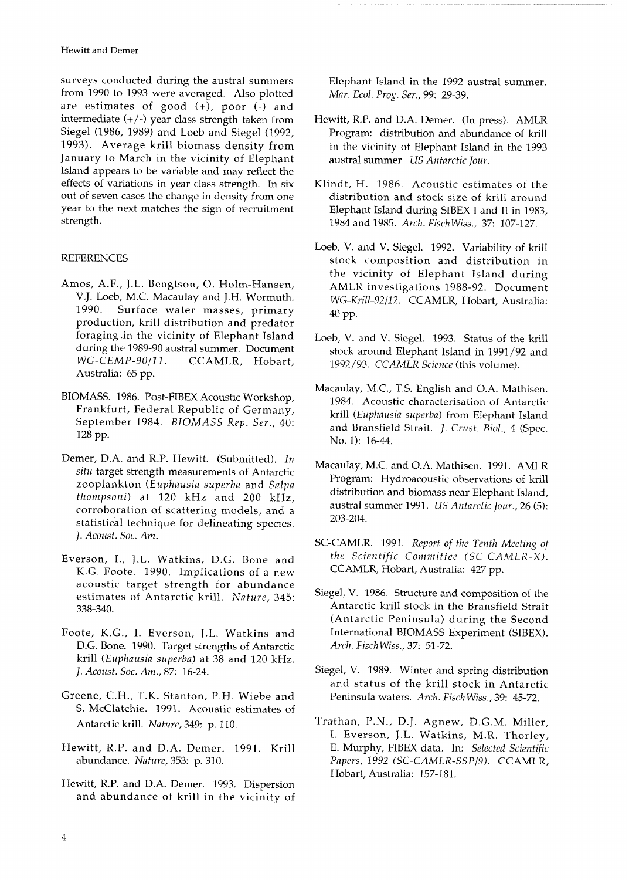surveys conducted during the austral summers from 1990 to 1993 were averaged. Also plotted are estimates of good (+), poor (-) and intermediate (+/-) year class strength taken from Siegel (1986, 1989) and Loeb and Siegel (1992, 1993). Average krill biomass density from January to March in the vicinity of Elephant Island appears to be variable and may reflect the effects of variations in year class strength. In six out of seven cases the change in density from one year to the next matches the sign of recruitment strength.

## REFERENCES

Amos, A.F., J.L. Bengtson, O. Holm-Hansen, V.J. Loeb, M.C. Macaulay and J.H. Wormuth. 1990. Surface water masses, primary production, krill distribution and predator foraging in the vicinity of Elephant Island during the 1989-90 austral summer. Document *WG-CEMP-90/11*. CCAMLR, Hobart, Australia: 65 pp.

BIOMASS. 1986. Post-FIBEX Acoustic Workshop, Frankfurt, Federal Republic of Germany, September 1984. *BIOMASS Rep. Ser.*, 40: 128 pp.

Demer, D.A. and R.P. Hewitt. (Submitted). *In situ* target strength measurements of Antarctic zooplankton (*Euphausia superba* and *Salpa thompsoni*) at 120 kHz and 200 kHz, corroboration of scattering models, and a statistical technique for delineating species. *J. Acoust. Soc. Am.*

Everson, I., J.L. Watkins, D.G. Bone and K.G. Foote. 1990. Implications of a new acoustic target strength for abundance estimates of Antarctic krill. *Nature*, 345: 338-340.

Foote, K.G., I. Everson, J.L. Watkins and D.G. Bone. 1990. Target strengths of Antarctic krill (*Euphausia superba*) at 38 and 120 kHz. *J. Acoust. Soc. Am.*, 87: 16-24.

Greene, C.H., T.K. Stanton, P.H. Wiebe and S. McClatchie. 1991. Acoustic estimates of Antarctic krill. *Nature*, 349: p. 110.

Hewitt, R.P. and D.A. Demer. 1991. Krill abundance. *Nature*, 353: p. 310.

Hewitt, R.P. and D.A. Demer. 1993. Dispersion and abundance of krill in the vicinity of Elephant Island in the 1992 austral summer. *Mar. Ecol. Prog. Ser.*, 99: 29-39.

Hewitt, R.P. and D.A. Demer. (In press). AMLR Program: distribution and abundance of krill in the vicinity of Elephant Island in the 1993 austral summer. *US Antarctic Jour.*

Klindt, H. 1986. Acoustic estimates of the distribution and stock size of krill around Elephant Island during SIBEX I and II in 1983, 1984 and 1985. *Arch. FischWiss.*, 37: 107-127.

Loeb, V. and V. Siegel. 1992. Variability of krill stock composition and distribution in the vicinity of Elephant Island during AMLR investigations 1988-92. Document *WG-Krill-92/12*. CCAMLR, Hobart, Australia: 40 pp.

Loeb, V. and V. Siegel. 1993. Status of the krill stock around Elephant Island in 1991/92 and 1992/93. *CCAMLR Science* (this volume).

Macaulay, M.C., T.S. English and O.A. Mathisen. 1984. Acoustic characterisation of Antarctic krill (*Euphausia superba*) from Elephant Island and Bransfield Strait. *J. Crust. Biol.*, 4 (Spec. No. 1): 16-44.

Macaulay, M.C. and O.A. Mathisen. 1991. AMLR Program: Hydroacoustic observations of krill distribution and biomass near Elephant Island, austral summer 1991. *US Antarctic Jour.*, 26 (5): 203-204.

SC-CAMLR. 1991. *Report of the Tenth Meeting of the Scientific Committee (SC-CAMLR-X)*. CCAMLR, Hobart, Australia: 427 pp.

Siegel, V. 1986. Structure and composition of the Antarctic krill stock in the Bransfield Strait (Antarctic Peninsula) during the Second International BIOMASS Experiment (SIBEX). *Arch. FischWiss.*, 37: 51-72.

Siegel, V. 1989. Winter and spring distribution and status of the krill stock in Antarctic Peninsula waters. *Arch. FischWiss.*, 39: 45-72.

Trathan, P.N., D.J. Agnew, D.G.M. Miller, I. Everson, J.L. Watkins, M.R. Thorley, E. Murphy, FIBEX data. In: *Selected Scientific Papers, 1992 (SC-CAMLR-SSP/9)*. CCAMLR, Hobart, Australia: 157-181.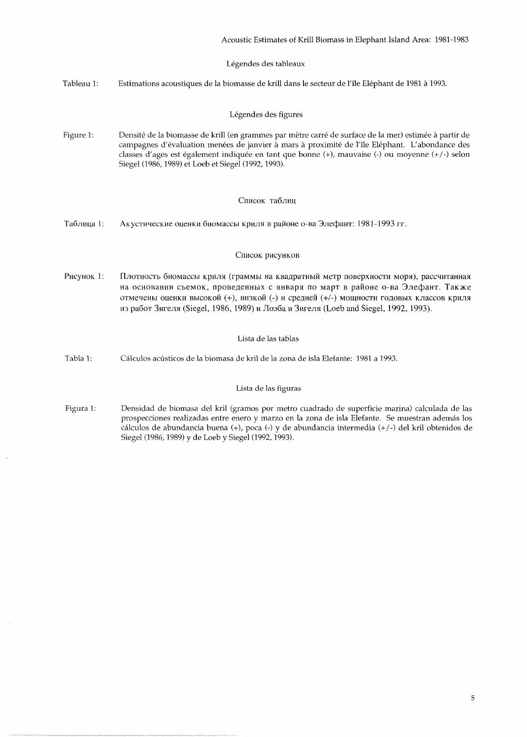### Légendes des tableaux

Tableau 1: Estimations acoustiques de la biomasse de krill dans le secteur de l'île Eléphant de 1981 à 1993.

### Légendes des figures

Figure 1: Densité de la biomasse de krill (en grammes par mètre carré de surface de la mer) estimée à partir de campagnes d'évaluation menées de janvier à mars à proximité de l'île Eléphant. L'abondance des classes d'ages est également indiquée en tant que bonne (+), mauvaise (-) ou moyenne (+/-) selon Siegel (1986, 1989) et Loeb et Siegel (1992, 1993).

### Список таблиц

Таблица 1: Акустические оценки биомассы криля в районе о-ва Элефант: 1981-1993 гг.

### Список рисунков

Рисунок 1: Плотность биомассы криля (граммы на квадратный метр поверхности моря), рассчитанная на основании съемок, проведенных с января по март в районе о-ва Элефант. Также отмечены оценки высокой (+), низкой (-) и средней (+/-) мощности годовых классов криля из работ Зигеля (Siegel, 1986, 1989) и Лоэба и Зигеля (Loeb and Siegel, 1992, 1993).

### Lista de las tablas

Tabla 1: Cálculos acústicos de la biomasa de kril de la zona de isla Elefante: 1981 a 1993.

### Lista de las figuras

Figura 1: Densidad de biomasa del kril (gramos por metro cuadrado de superficie marina) calculada de las prospecciones realizadas entre enero y marzo en la zona de isla Elefante. Se muestran además los cálculos de abundancia buena (+), poca (-) y de abundancia intermedia (+/-) del kril obtenidos de Siegel (1986, 1989) y de Loeb y Siegel (1992, 1993).